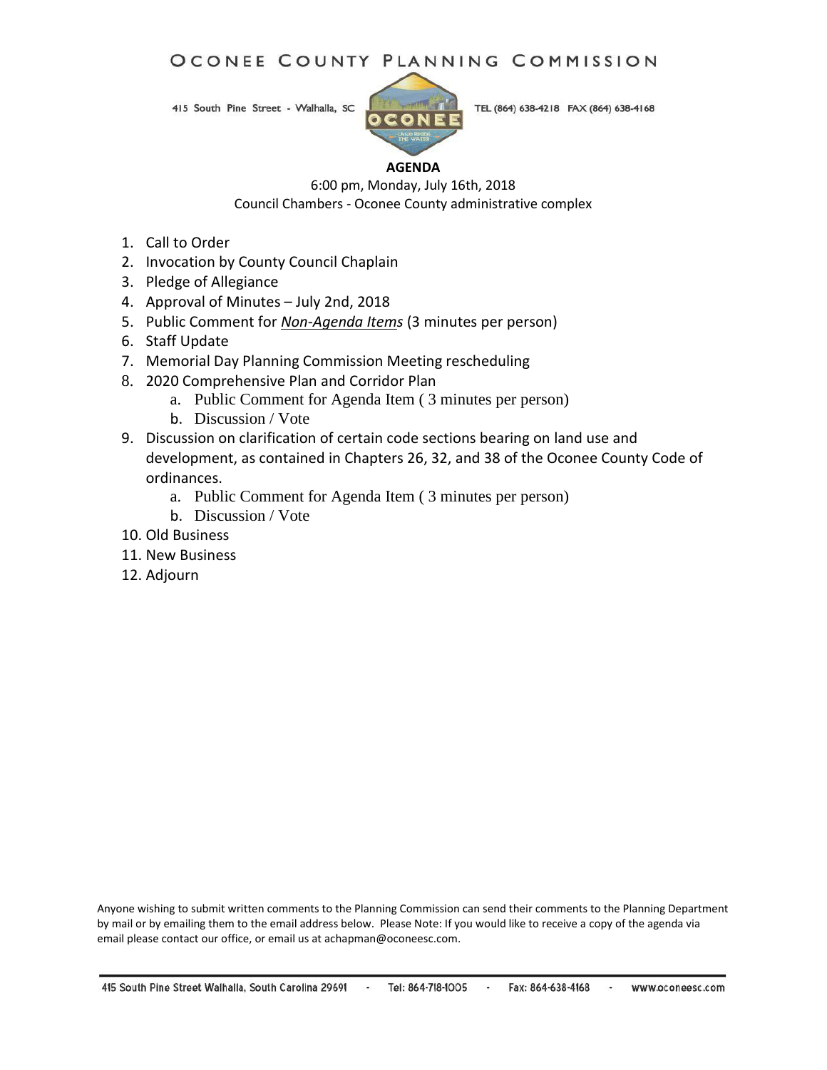# OCONEE COUNTY PLANNING COMMISSION

415 South Pine Street - Walhalla, SC TEL (864) 638-4218 FAX (864) 638-4168

**AGENDA**

6:00 pm, Monday, July 16th, 2018
Council Chambers - Oconee County administrative complex

1. Call to Order
2. Invocation by County Council Chaplain
3. Pledge of Allegiance
4. Approval of Minutes – July 2nd, 2018
5. Public Comment for ***Non-Agenda Items*** (3 minutes per person)
6. Staff Update
7. Memorial Day Planning Commission Meeting rescheduling
8. 2020 Comprehensive Plan and Corridor Plan
    a. Public Comment for Agenda Item ( 3 minutes per person)
    b. Discussion / Vote
9. Discussion on clarification of certain code sections bearing on land use and development, as contained in Chapters 26, 32, and 38 of the Oconee County Code of ordinances.
    a. Public Comment for Agenda Item ( 3 minutes per person)
    b. Discussion / Vote
10. Old Business
11. New Business
12. Adjourn

Anyone wishing to submit written comments to the Planning Commission can send their comments to the Planning Department by mail or by emailing them to the email address below. Please Note: If you would like to receive a copy of the agenda via email please contact our office, or email us at achapman@oconeesc.com.

415 South Pine Street Walhalla, South Carolina 29691 - Tel: 864-718-1005 - Fax: 864-638-4168 - www.oconeesc.com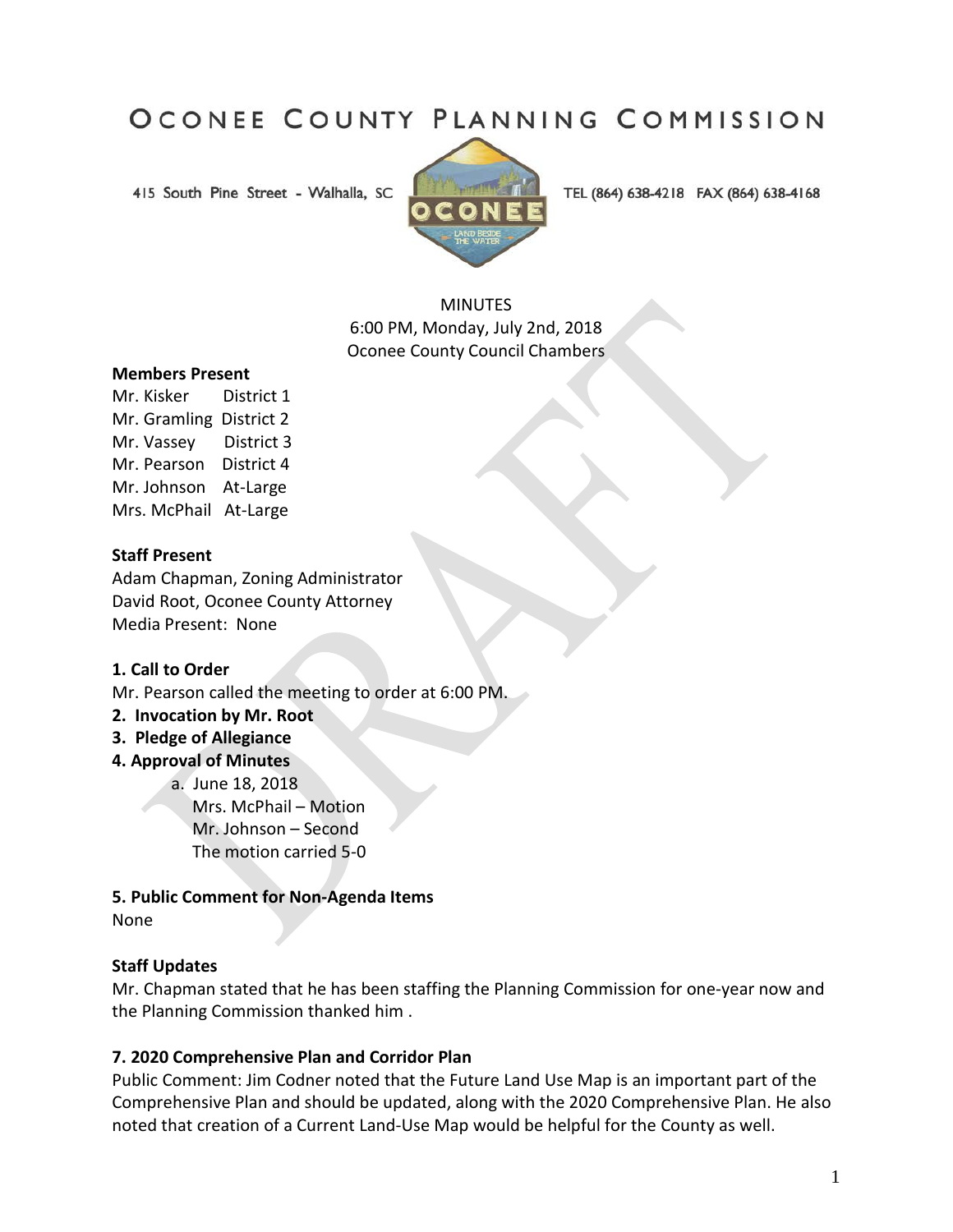# OCONEE COUNTY PLANNING COMMISSION

415 South Pine Street - Walhalla, SC    TEL (864) 638-4218 FAX (864) 638-4168

MINUTES
6:00 PM, Monday, July 2nd, 2018
Oconee County Council Chambers

**Members Present**
Mr. Kisker District 1
Mr. Gramling District 2
Mr. Vassey District 3
Mr. Pearson District 4
Mr. Johnson At-Large
Mrs. McPhail At-Large

**Staff Present**
Adam Chapman, Zoning Administrator
David Root, Oconee County Attorney
Media Present: None

**1. Call to Order**
Mr. Pearson called the meeting to order at 6:00 PM.

**2. Invocation by Mr. Root**

**3. Pledge of Allegiance**

**4. Approval of Minutes**

a. June 18, 2018
Mrs. McPhail – Motion
Mr. Johnson – Second
The motion carried 5-0

**5. Public Comment for Non-Agenda Items**
None

**Staff Updates**
Mr. Chapman stated that he has been staffing the Planning Commission for one-year now and the Planning Commission thanked him .

**7. 2020 Comprehensive Plan and Corridor Plan**
Public Comment: Jim Codner noted that the Future Land Use Map is an important part of the Comprehensive Plan and should be updated, along with the 2020 Comprehensive Plan. He also noted that creation of a Current Land-Use Map would be helpful for the County as well.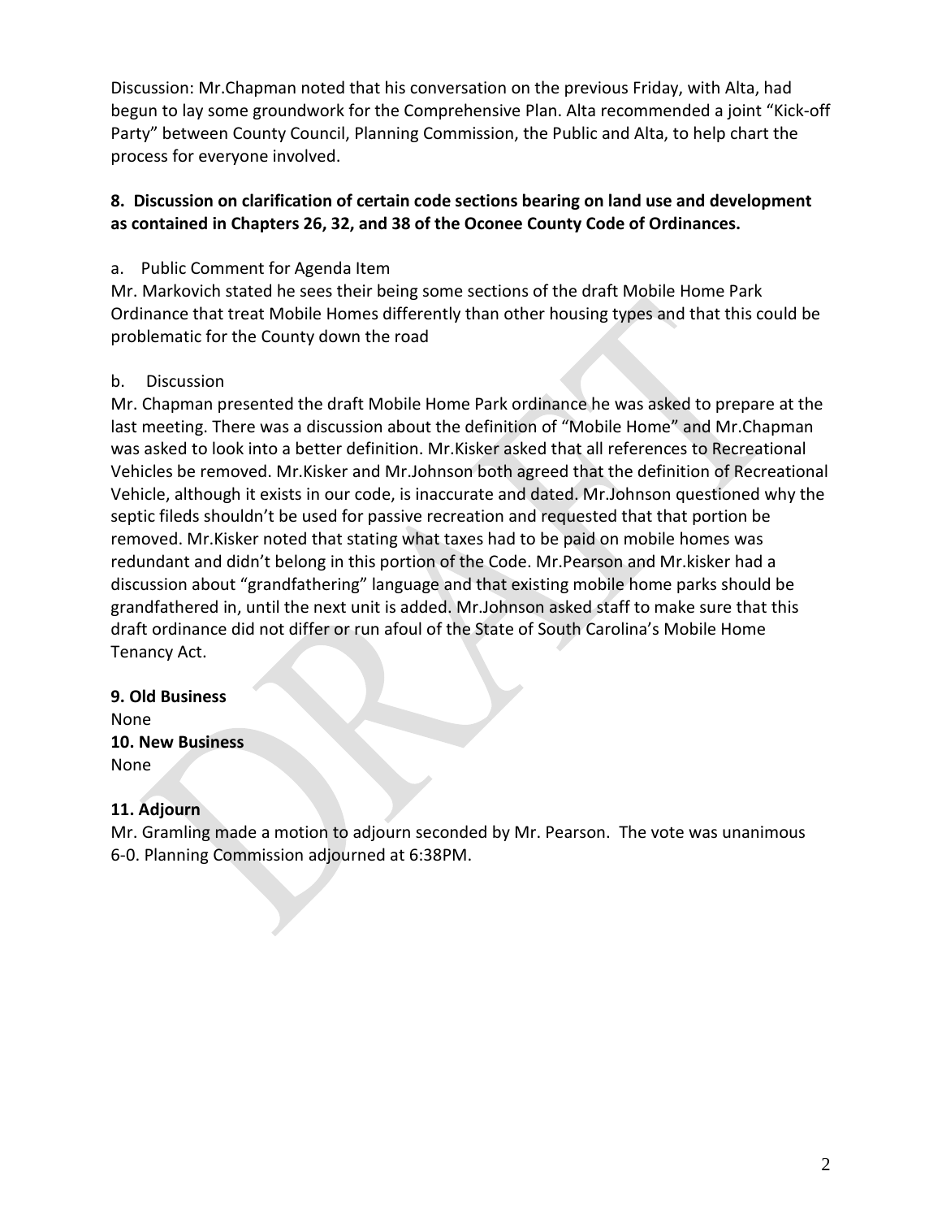Discussion: Mr.Chapman noted that his conversation on the previous Friday, with Alta, had begun to lay some groundwork for the Comprehensive Plan. Alta recommended a joint "Kick-off Party" between County Council, Planning Commission, the Public and Alta, to help chart the process for everyone involved.

**8. Discussion on clarification of certain code sections bearing on land use and development as contained in Chapters 26, 32, and 38 of the Oconee County Code of Ordinances.**

a. Public Comment for Agenda Item

Mr. Markovich stated he sees their being some sections of the draft Mobile Home Park Ordinance that treat Mobile Homes differently than other housing types and that this could be problematic for the County down the road

b. Discussion

Mr. Chapman presented the draft Mobile Home Park ordinance he was asked to prepare at the last meeting. There was a discussion about the definition of "Mobile Home" and Mr.Chapman was asked to look into a better definition. Mr.Kisker asked that all references to Recreational Vehicles be removed. Mr.Kisker and Mr.Johnson both agreed that the definition of Recreational Vehicle, although it exists in our code, is inaccurate and dated. Mr.Johnson questioned why the septic fileds shouldn't be used for passive recreation and requested that that portion be removed. Mr.Kisker noted that stating what taxes had to be paid on mobile homes was redundant and didn't belong in this portion of the Code. Mr.Pearson and Mr.kisker had a discussion about "grandfathering" language and that existing mobile home parks should be grandfathered in, until the next unit is added. Mr.Johnson asked staff to make sure that this draft ordinance did not differ or run afoul of the State of South Carolina's Mobile Home Tenancy Act.

**9. Old Business**

None

**10. New Business**

None

**11. Adjourn**

Mr. Gramling made a motion to adjourn seconded by Mr. Pearson. The vote was unanimous 6-0. Planning Commission adjourned at 6:38PM.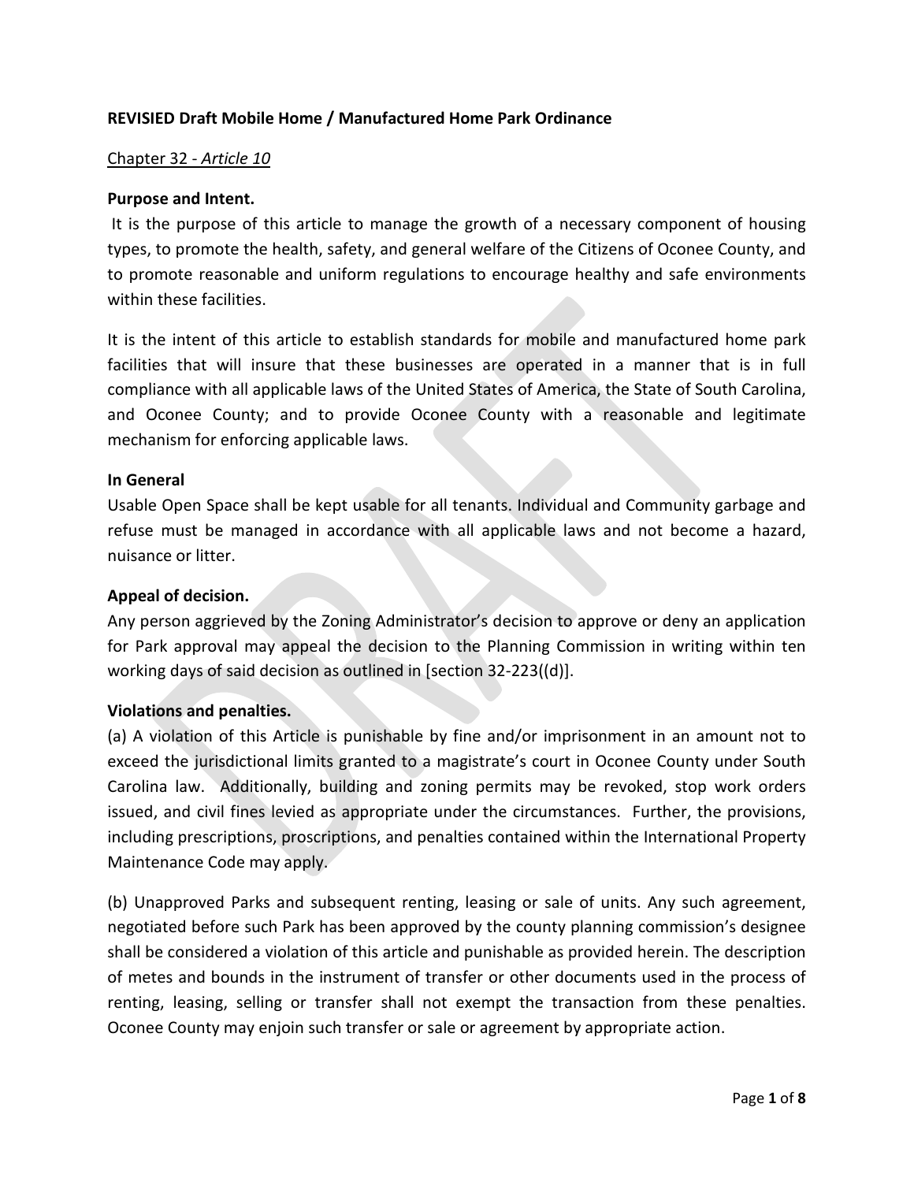**REVISIED Draft Mobile Home / Manufactured Home Park Ordinance**

Chapter 32 - *Article 10*

**Purpose and Intent.**

It is the purpose of this article to manage the growth of a necessary component of housing types, to promote the health, safety, and general welfare of the Citizens of Oconee County, and to promote reasonable and uniform regulations to encourage healthy and safe environments within these facilities.

It is the intent of this article to establish standards for mobile and manufactured home park facilities that will insure that these businesses are operated in a manner that is in full compliance with all applicable laws of the United States of America, the State of South Carolina, and Oconee County; and to provide Oconee County with a reasonable and legitimate mechanism for enforcing applicable laws.

**In General**

Usable Open Space shall be kept usable for all tenants. Individual and Community garbage and refuse must be managed in accordance with all applicable laws and not become a hazard, nuisance or litter.

**Appeal of decision.**

Any person aggrieved by the Zoning Administrator's decision to approve or deny an application for Park approval may appeal the decision to the Planning Commission in writing within ten working days of said decision as outlined in [section 32-223((d)].

**Violations and penalties.**

(a) A violation of this Article is punishable by fine and/or imprisonment in an amount not to exceed the jurisdictional limits granted to a magistrate's court in Oconee County under South Carolina law. Additionally, building and zoning permits may be revoked, stop work orders issued, and civil fines levied as appropriate under the circumstances. Further, the provisions, including prescriptions, proscriptions, and penalties contained within the International Property Maintenance Code may apply.

(b) Unapproved Parks and subsequent renting, leasing or sale of units. Any such agreement, negotiated before such Park has been approved by the county planning commission's designee shall be considered a violation of this article and punishable as provided herein. The description of metes and bounds in the instrument of transfer or other documents used in the process of renting, leasing, selling or transfer shall not exempt the transaction from these penalties. Oconee County may enjoin such transfer or sale or agreement by appropriate action.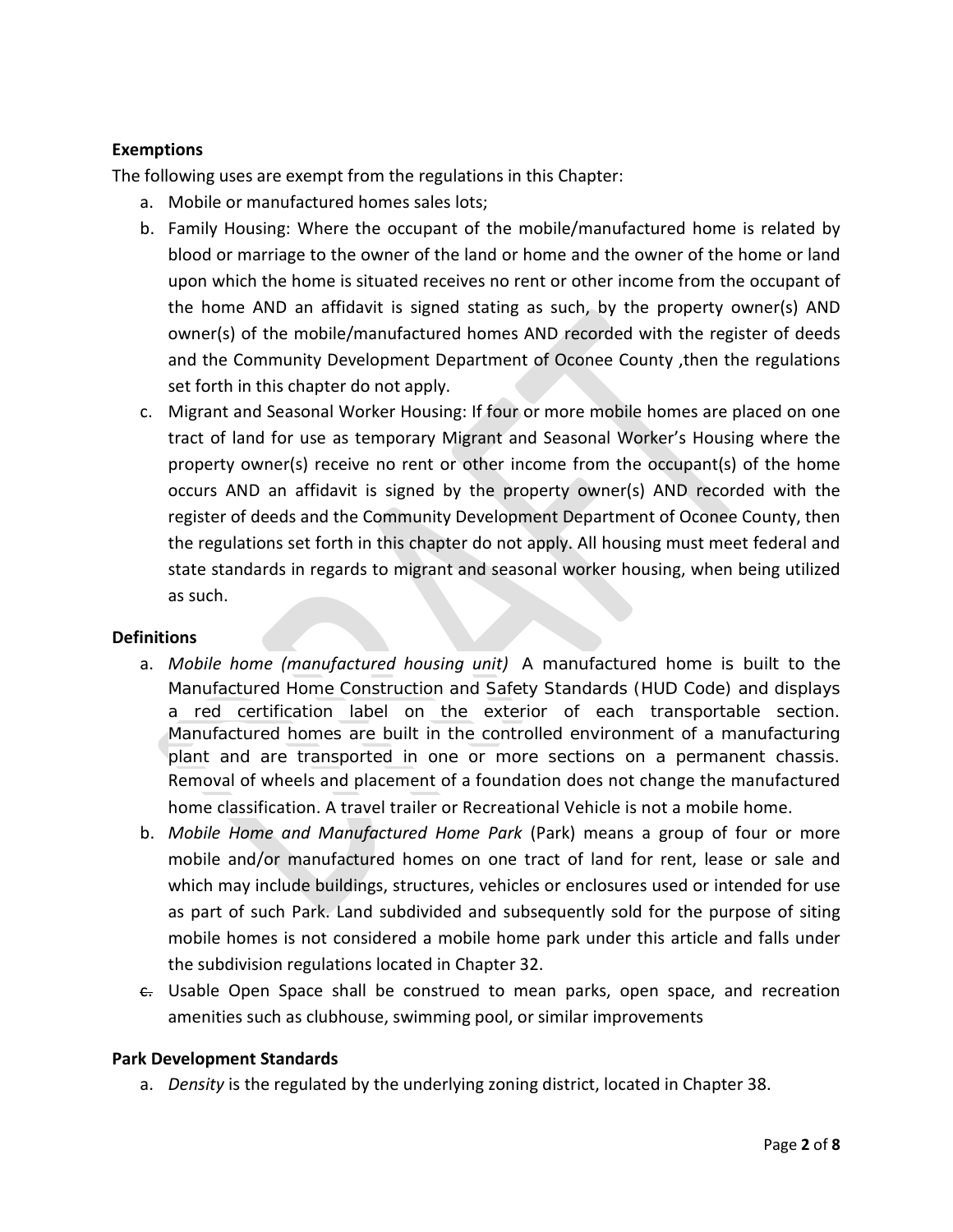**Exemptions**

The following uses are exempt from the regulations in this Chapter:

a. Mobile or manufactured homes sales lots;
b. Family Housing: Where the occupant of the mobile/manufactured home is related by blood or marriage to the owner of the land or home and the owner of the home or land upon which the home is situated receives no rent or other income from the occupant of the home AND an affidavit is signed stating as such, by the property owner(s) AND owner(s) of the mobile/manufactured homes AND recorded with the register of deeds and the Community Development Department of Oconee County ,then the regulations set forth in this chapter do not apply.
c. Migrant and Seasonal Worker Housing: If four or more mobile homes are placed on one tract of land for use as temporary Migrant and Seasonal Worker's Housing where the property owner(s) receive no rent or other income from the occupant(s) of the home occurs AND an affidavit is signed by the property owner(s) AND recorded with the register of deeds and the Community Development Department of Oconee County, then the regulations set forth in this chapter do not apply. All housing must meet federal and state standards in regards to migrant and seasonal worker housing, when being utilized as such.

**Definitions**

a. *Mobile home (manufactured housing unit)* A manufactured home is built to the Manufactured Home Construction and Safety Standards (HUD Code) and displays a red certification label on the exterior of each transportable section. Manufactured homes are built in the controlled environment of a manufacturing plant and are transported in one or more sections on a permanent chassis. Removal of wheels and placement of a foundation does not change the manufactured home classification. A travel trailer or Recreational Vehicle is not a mobile home.
b. *Mobile Home and Manufactured Home Park* (Park) means a group of four or more mobile and/or manufactured homes on one tract of land for rent, lease or sale and which may include buildings, structures, vehicles or enclosures used or intended for use as part of such Park. Land subdivided and subsequently sold for the purpose of siting mobile homes is not considered a mobile home park under this article and falls under the subdivision regulations located in Chapter 32.
c. Usable Open Space shall be construed to mean parks, open space, and recreation amenities such as clubhouse, swimming pool, or similar improvements

**Park Development Standards**

a. *Density* is the regulated by the underlying zoning district, located in Chapter 38.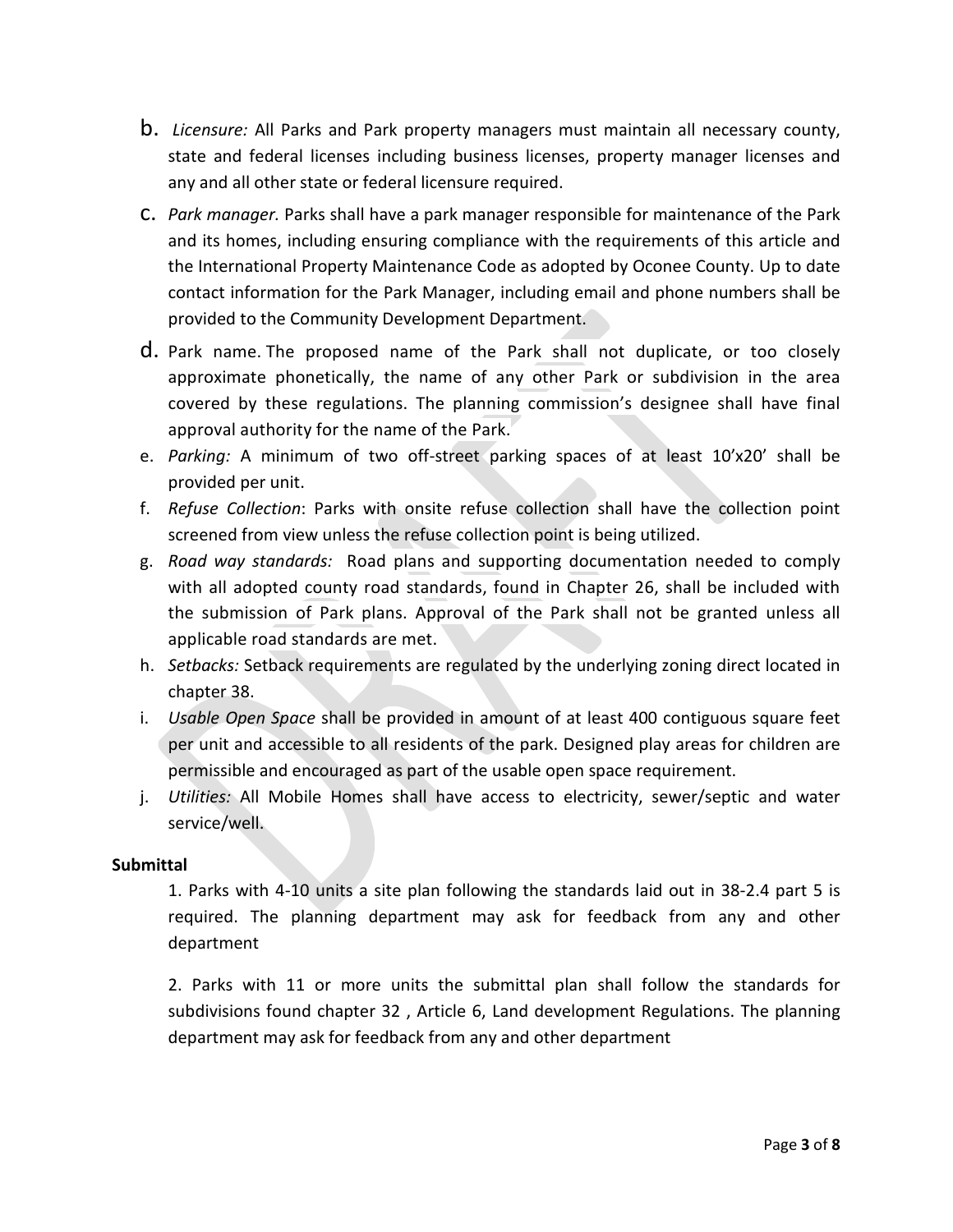b. *Licensure:* All Parks and Park property managers must maintain all necessary county, state and federal licenses including business licenses, property manager licenses and any and all other state or federal licensure required.

c. *Park manager.* Parks shall have a park manager responsible for maintenance of the Park and its homes, including ensuring compliance with the requirements of this article and the International Property Maintenance Code as adopted by Oconee County. Up to date contact information for the Park Manager, including email and phone numbers shall be provided to the Community Development Department.

d. Park name. The proposed name of the Park shall not duplicate, or too closely approximate phonetically, the name of any other Park or subdivision in the area covered by these regulations. The planning commission's designee shall have final approval authority for the name of the Park.

e. *Parking:* A minimum of two off-street parking spaces of at least 10'x20' shall be provided per unit.

f. *Refuse Collection*: Parks with onsite refuse collection shall have the collection point screened from view unless the refuse collection point is being utilized.

g. *Road way standards:* Road plans and supporting documentation needed to comply with all adopted county road standards, found in Chapter 26, shall be included with the submission of Park plans. Approval of the Park shall not be granted unless all applicable road standards are met.

h. *Setbacks:* Setback requirements are regulated by the underlying zoning direct located in chapter 38.

i. *Usable Open Space* shall be provided in amount of at least 400 contiguous square feet per unit and accessible to all residents of the park. Designed play areas for children are permissible and encouraged as part of the usable open space requirement.

j. *Utilities:* All Mobile Homes shall have access to electricity, sewer/septic and water service/well.

**Submittal**

1. Parks with 4-10 units a site plan following the standards laid out in 38-2.4 part 5 is required. The planning department may ask for feedback from any and other department

2. Parks with 11 or more units the submittal plan shall follow the standards for subdivisions found chapter 32 , Article 6, Land development Regulations. The planning department may ask for feedback from any and other department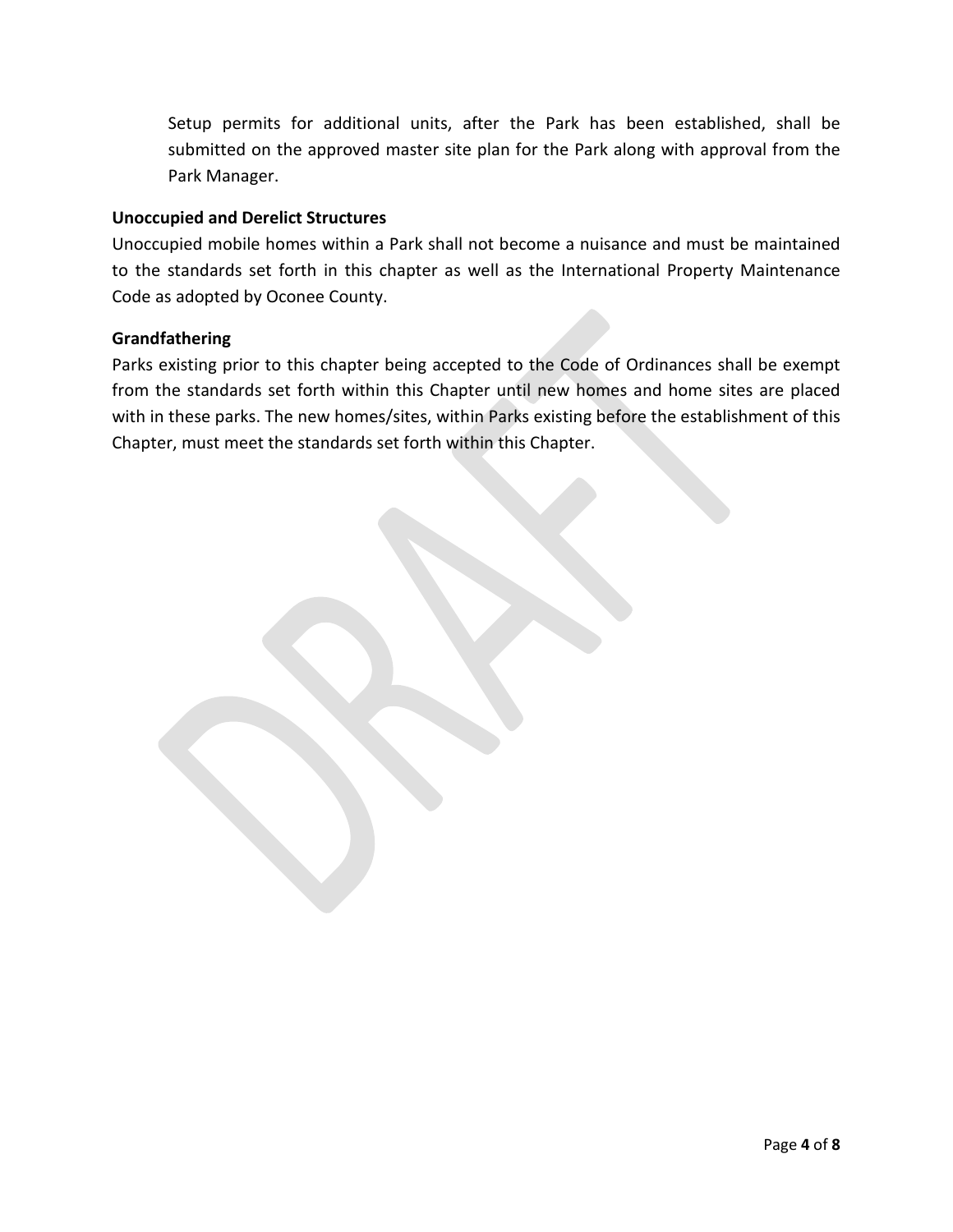Setup permits for additional units, after the Park has been established, shall be submitted on the approved master site plan for the Park along with approval from the Park Manager.

**Unoccupied and Derelict Structures**

Unoccupied mobile homes within a Park shall not become a nuisance and must be maintained to the standards set forth in this chapter as well as the International Property Maintenance Code as adopted by Oconee County.

**Grandfathering**

Parks existing prior to this chapter being accepted to the Code of Ordinances shall be exempt from the standards set forth within this Chapter until new homes and home sites are placed with in these parks. The new homes/sites, within Parks existing before the establishment of this Chapter, must meet the standards set forth within this Chapter.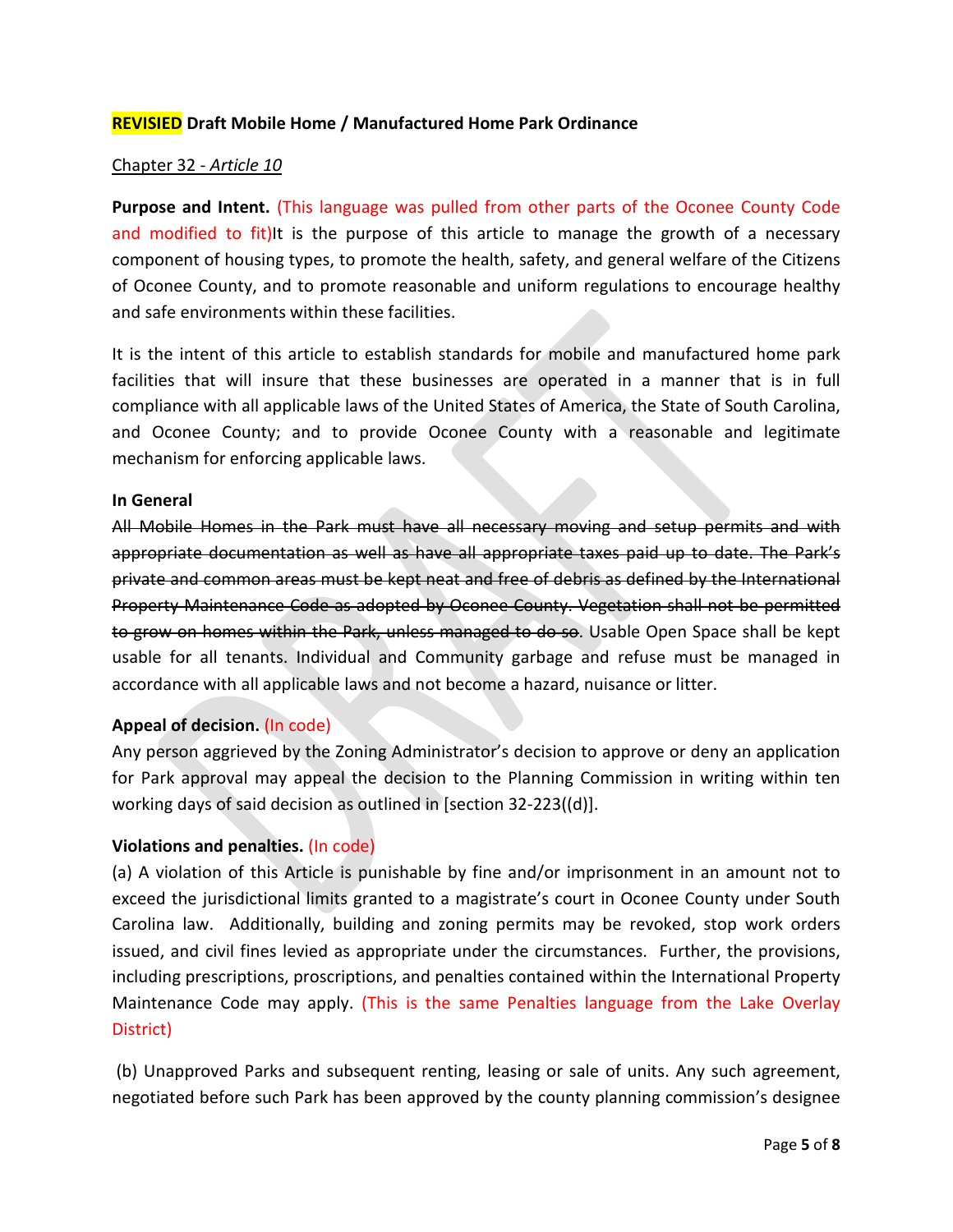**REVISIED Draft Mobile Home / Manufactured Home Park Ordinance**

Chapter 32 - *Article 10*

**Purpose and Intent.** (This language was pulled from other parts of the Oconee County Code and modified to fit)It is the purpose of this article to manage the growth of a necessary component of housing types, to promote the health, safety, and general welfare of the Citizens of Oconee County, and to promote reasonable and uniform regulations to encourage healthy and safe environments within these facilities.

It is the intent of this article to establish standards for mobile and manufactured home park facilities that will insure that these businesses are operated in a manner that is in full compliance with all applicable laws of the United States of America, the State of South Carolina, and Oconee County; and to provide Oconee County with a reasonable and legitimate mechanism for enforcing applicable laws.

**In General**

~~All Mobile Homes in the Park must have all necessary moving and setup permits and with appropriate documentation as well as have all appropriate taxes paid up to date. The Park's private and common areas must be kept neat and free of debris as defined by the International Property Maintenance Code as adopted by Oconee County. Vegetation shall not be permitted to grow on homes within the Park, unless managed to do so~~. Usable Open Space shall be kept usable for all tenants. Individual and Community garbage and refuse must be managed in accordance with all applicable laws and not become a hazard, nuisance or litter.

**Appeal of decision.** (In code)

Any person aggrieved by the Zoning Administrator's decision to approve or deny an application for Park approval may appeal the decision to the Planning Commission in writing within ten working days of said decision as outlined in [section 32-223((d)].

**Violations and penalties.** (In code)

(a) A violation of this Article is punishable by fine and/or imprisonment in an amount not to exceed the jurisdictional limits granted to a magistrate's court in Oconee County under South Carolina law. Additionally, building and zoning permits may be revoked, stop work orders issued, and civil fines levied as appropriate under the circumstances. Further, the provisions, including prescriptions, proscriptions, and penalties contained within the International Property Maintenance Code may apply. (This is the same Penalties language from the Lake Overlay District)

(b) Unapproved Parks and subsequent renting, leasing or sale of units. Any such agreement, negotiated before such Park has been approved by the county planning commission's designee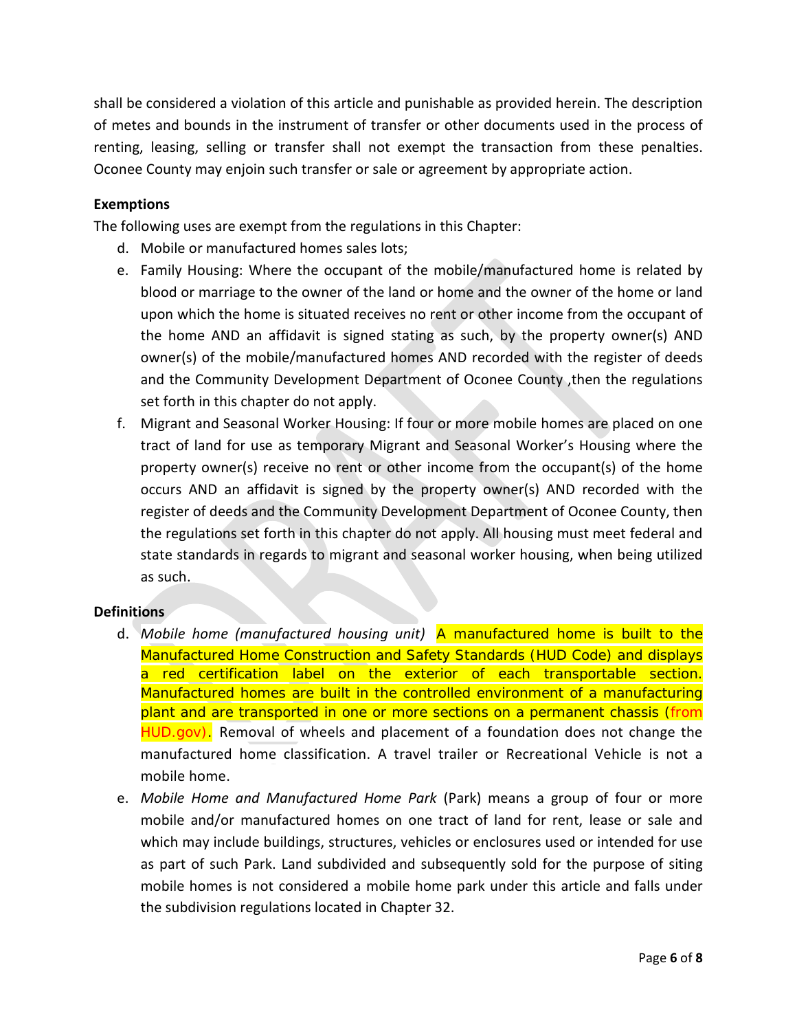shall be considered a violation of this article and punishable as provided herein. The description of metes and bounds in the instrument of transfer or other documents used in the process of renting, leasing, selling or transfer shall not exempt the transaction from these penalties. Oconee County may enjoin such transfer or sale or agreement by appropriate action.

**Exemptions**

The following uses are exempt from the regulations in this Chapter:

d. Mobile or manufactured homes sales lots;

e. Family Housing: Where the occupant of the mobile/manufactured home is related by blood or marriage to the owner of the land or home and the owner of the home or land upon which the home is situated receives no rent or other income from the occupant of the home AND an affidavit is signed stating as such, by the property owner(s) AND owner(s) of the mobile/manufactured homes AND recorded with the register of deeds and the Community Development Department of Oconee County ,then the regulations set forth in this chapter do not apply.

f. Migrant and Seasonal Worker Housing: If four or more mobile homes are placed on one tract of land for use as temporary Migrant and Seasonal Worker's Housing where the property owner(s) receive no rent or other income from the occupant(s) of the home occurs AND an affidavit is signed by the property owner(s) AND recorded with the register of deeds and the Community Development Department of Oconee County, then the regulations set forth in this chapter do not apply. All housing must meet federal and state standards in regards to migrant and seasonal worker housing, when being utilized as such.

**Definitions**

d. *Mobile home (manufactured housing unit)* A manufactured home is built to the Manufactured Home Construction and Safety Standards (HUD Code) and displays a red certification label on the exterior of each transportable section. Manufactured homes are built in the controlled environment of a manufacturing plant and are transported in one or more sections on a permanent chassis (from HUD.gov). Removal of wheels and placement of a foundation does not change the manufactured home classification. A travel trailer or Recreational Vehicle is not a mobile home.

e. *Mobile Home and Manufactured Home Park* (Park) means a group of four or more mobile and/or manufactured homes on one tract of land for rent, lease or sale and which may include buildings, structures, vehicles or enclosures used or intended for use as part of such Park. Land subdivided and subsequently sold for the purpose of siting mobile homes is not considered a mobile home park under this article and falls under the subdivision regulations located in Chapter 32.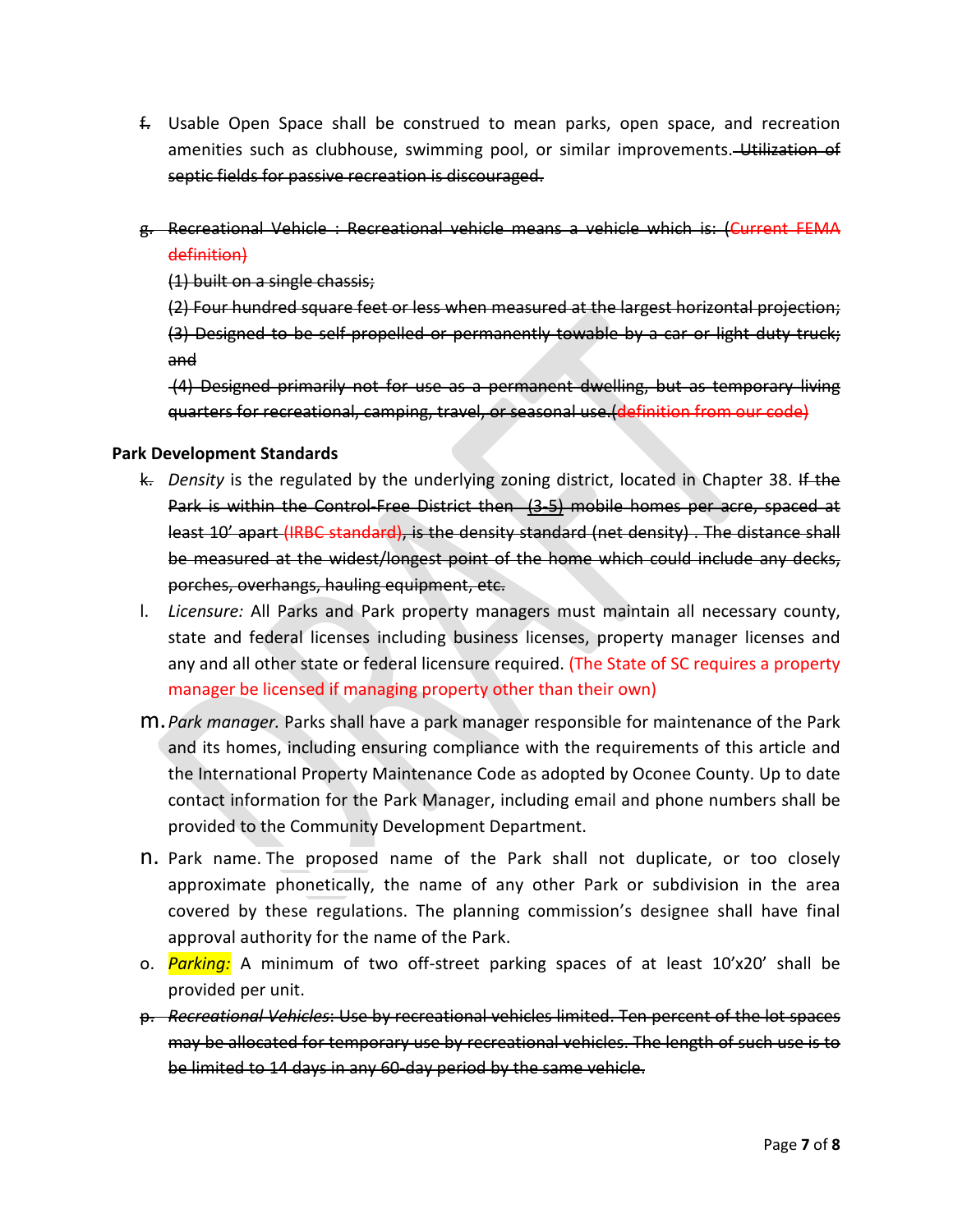~~f.~~ Usable Open Space shall be construed to mean parks, open space, and recreation amenities such as clubhouse, swimming pool, or similar improvements. ~~Utilization of septic fields for passive recreation is discouraged.~~

~~g. Recreational Vehicle : Recreational vehicle means a vehicle which is: (Current FEMA definition)~~

~~(1) built on a single chassis;~~

~~(2) Four hundred square feet or less when measured at the largest horizontal projection;~~

~~(3) Designed to be self-propelled or permanently towable by a car or light duty truck; and~~

~~(4) Designed primarily not for use as a permanent dwelling, but as temporary living quarters for recreational, camping, travel, or seasonal use.(definition from our code)~~

**Park Development Standards**

~~k.~~ *Density* is the regulated by the underlying zoning district, located in Chapter 38. ~~If the Park is within the Control-Free District then (3-5) mobile homes per acre, spaced at least 10' apart (IRBC standard), is the density standard (net density) . The distance shall be measured at the widest/longest point of the home which could include any decks, porches, overhangs, hauling equipment, etc.~~

l. *Licensure:* All Parks and Park property managers must maintain all necessary county, state and federal licenses including business licenses, property manager licenses and any and all other state or federal licensure required. (The State of SC requires a property manager be licensed if managing property other than their own)

m. *Park manager.* Parks shall have a park manager responsible for maintenance of the Park and its homes, including ensuring compliance with the requirements of this article and the International Property Maintenance Code as adopted by Oconee County. Up to date contact information for the Park Manager, including email and phone numbers shall be provided to the Community Development Department.

n. Park name. The proposed name of the Park shall not duplicate, or too closely approximate phonetically, the name of any other Park or subdivision in the area covered by these regulations. The planning commission's designee shall have final approval authority for the name of the Park.

o. *Parking:* A minimum of two off-street parking spaces of at least 10'x20' shall be provided per unit.

~~p. *Recreational Vehicles:* Use by recreational vehicles limited. Ten percent of the lot spaces may be allocated for temporary use by recreational vehicles. The length of such use is to be limited to 14 days in any 60-day period by the same vehicle.~~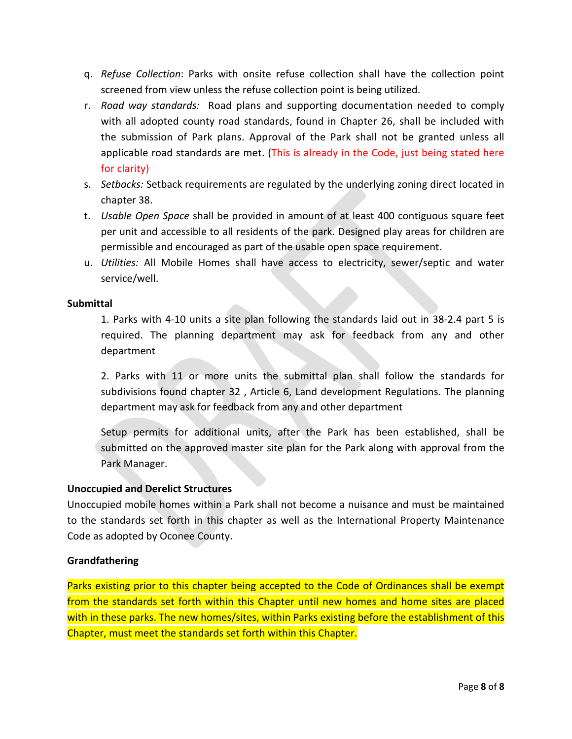q. *Refuse Collection*: Parks with onsite refuse collection shall have the collection point screened from view unless the refuse collection point is being utilized.

r. *Road way standards:* Road plans and supporting documentation needed to comply with all adopted county road standards, found in Chapter 26, shall be included with the submission of Park plans. Approval of the Park shall not be granted unless all applicable road standards are met. (This is already in the Code, just being stated here for clarity)

s. *Setbacks:* Setback requirements are regulated by the underlying zoning direct located in chapter 38.

t. *Usable Open Space* shall be provided in amount of at least 400 contiguous square feet per unit and accessible to all residents of the park. Designed play areas for children are permissible and encouraged as part of the usable open space requirement.

u. *Utilities:* All Mobile Homes shall have access to electricity, sewer/septic and water service/well.

**Submittal**

1. Parks with 4-10 units a site plan following the standards laid out in 38-2.4 part 5 is required. The planning department may ask for feedback from any and other department

2. Parks with 11 or more units the submittal plan shall follow the standards for subdivisions found chapter 32 , Article 6, Land development Regulations. The planning department may ask for feedback from any and other department

Setup permits for additional units, after the Park has been established, shall be submitted on the approved master site plan for the Park along with approval from the Park Manager.

**Unoccupied and Derelict Structures**

Unoccupied mobile homes within a Park shall not become a nuisance and must be maintained to the standards set forth in this chapter as well as the International Property Maintenance Code as adopted by Oconee County.

**Grandfathering**

Parks existing prior to this chapter being accepted to the Code of Ordinances shall be exempt from the standards set forth within this Chapter until new homes and home sites are placed with in these parks. The new homes/sites, within Parks existing before the establishment of this Chapter, must meet the standards set forth within this Chapter.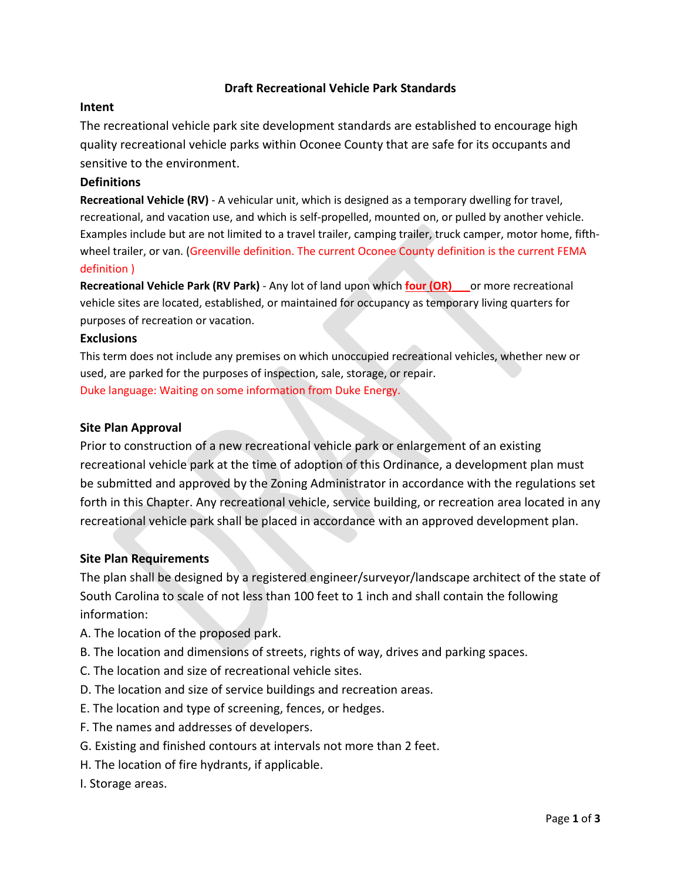# Draft Recreational Vehicle Park Standards

## Intent

The recreational vehicle park site development standards are established to encourage high quality recreational vehicle parks within Oconee County that are safe for its occupants and sensitive to the environment.

## Definitions

**Recreational Vehicle (RV)** - A vehicular unit, which is designed as a temporary dwelling for travel, recreational, and vacation use, and which is self-propelled, mounted on, or pulled by another vehicle. Examples include but are not limited to a travel trailer, camping trailer, truck camper, motor home, fifth-wheel trailer, or van. (Greenville definition. The current Oconee County definition is the current FEMA definition )

**Recreational Vehicle Park (RV Park)** - Any lot of land upon which **four (OR)___** or more recreational vehicle sites are located, established, or maintained for occupancy as temporary living quarters for purposes of recreation or vacation.

## Exclusions

This term does not include any premises on which unoccupied recreational vehicles, whether new or used, are parked for the purposes of inspection, sale, storage, or repair.

Duke language: Waiting on some information from Duke Energy.

## Site Plan Approval

Prior to construction of a new recreational vehicle park or enlargement of an existing recreational vehicle park at the time of adoption of this Ordinance, a development plan must be submitted and approved by the Zoning Administrator in accordance with the regulations set forth in this Chapter. Any recreational vehicle, service building, or recreation area located in any recreational vehicle park shall be placed in accordance with an approved development plan.

## Site Plan Requirements

The plan shall be designed by a registered engineer/surveyor/landscape architect of the state of South Carolina to scale of not less than 100 feet to 1 inch and shall contain the following information:

A. The location of the proposed park.

B. The location and dimensions of streets, rights of way, drives and parking spaces.

C. The location and size of recreational vehicle sites.

D. The location and size of service buildings and recreation areas.

E. The location and type of screening, fences, or hedges.

F. The names and addresses of developers.

G. Existing and finished contours at intervals not more than 2 feet.

H. The location of fire hydrants, if applicable.

I. Storage areas.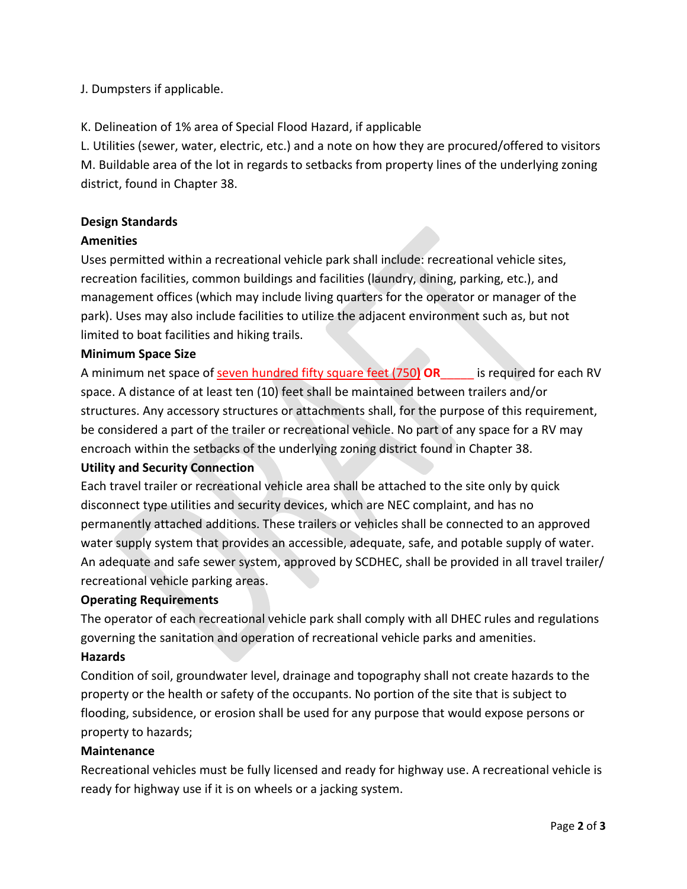J. Dumpsters if applicable.

K. Delineation of 1% area of Special Flood Hazard, if applicable

L. Utilities (sewer, water, electric, etc.) and a note on how they are procured/offered to visitors

M. Buildable area of the lot in regards to setbacks from property lines of the underlying zoning district, found in Chapter 38.

**Design Standards**

**Amenities**

Uses permitted within a recreational vehicle park shall include: recreational vehicle sites, recreation facilities, common buildings and facilities (laundry, dining, parking, etc.), and management offices (which may include living quarters for the operator or manager of the park). Uses may also include facilities to utilize the adjacent environment such as, but not limited to boat facilities and hiking trails.

**Minimum Space Size**

A minimum net space of seven hundred fifty square feet (750**)** **OR**_____ is required for each RV space. A distance of at least ten (10) feet shall be maintained between trailers and/or structures. Any accessory structures or attachments shall, for the purpose of this requirement, be considered a part of the trailer or recreational vehicle. No part of any space for a RV may encroach within the setbacks of the underlying zoning district found in Chapter 38.

**Utility and Security Connection**

Each travel trailer or recreational vehicle area shall be attached to the site only by quick disconnect type utilities and security devices, which are NEC complaint, and has no permanently attached additions. These trailers or vehicles shall be connected to an approved water supply system that provides an accessible, adequate, safe, and potable supply of water. An adequate and safe sewer system, approved by SCDHEC, shall be provided in all travel trailer/ recreational vehicle parking areas.

**Operating Requirements**

The operator of each recreational vehicle park shall comply with all DHEC rules and regulations governing the sanitation and operation of recreational vehicle parks and amenities.

**Hazards**

Condition of soil, groundwater level, drainage and topography shall not create hazards to the property or the health or safety of the occupants. No portion of the site that is subject to flooding, subsidence, or erosion shall be used for any purpose that would expose persons or property to hazards;

**Maintenance**

Recreational vehicles must be fully licensed and ready for highway use. A recreational vehicle is ready for highway use if it is on wheels or a jacking system.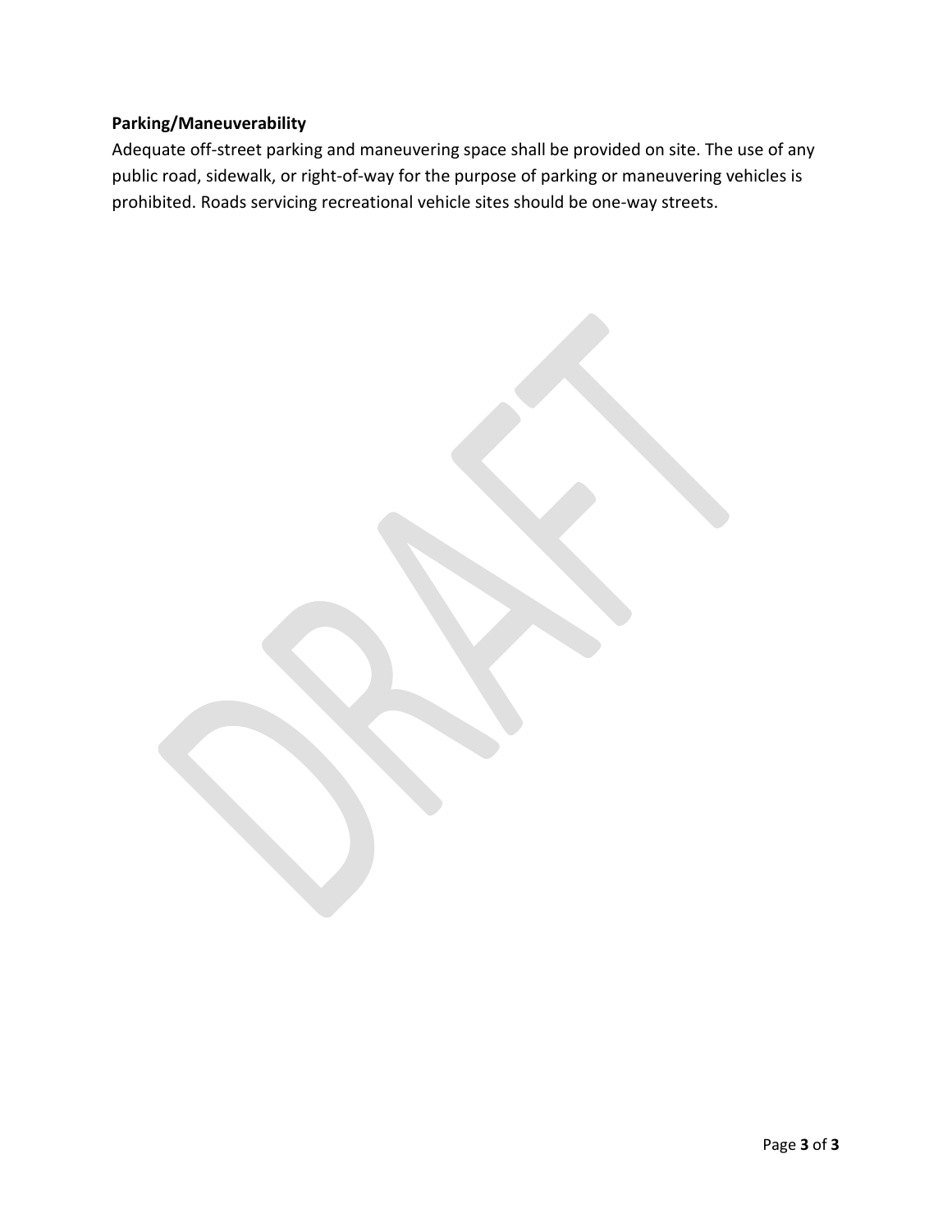**Parking/Maneuverability**

Adequate off-street parking and maneuvering space shall be provided on site. The use of any public road, sidewalk, or right-of-way for the purpose of parking or maneuvering vehicles is prohibited. Roads servicing recreational vehicle sites should be one-way streets.